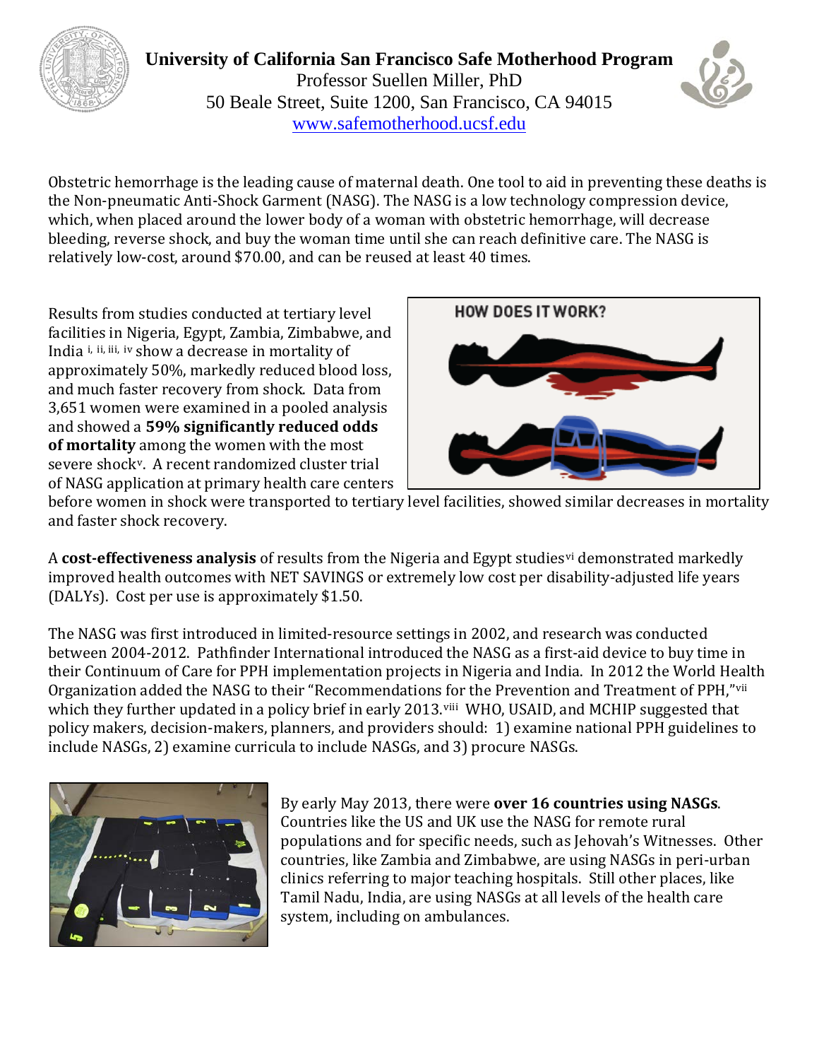**University of California San Francisco Safe Motherhood Program**
Professor Suellen Miller, PhD
50 Beale Street, Suite 1200, San Francisco, CA 94015
www.safemotherhood.ucsf.edu

Obstetric hemorrhage is the leading cause of maternal death. One tool to aid in preventing these deaths is the Non-pneumatic Anti-Shock Garment (NASG). The NASG is a low technology compression device, which, when placed around the lower body of a woman with obstetric hemorrhage, will decrease bleeding, reverse shock, and buy the woman time until she can reach definitive care. The NASG is relatively low-cost, around $70.00, and can be reused at least 40 times.

Results from studies conducted at tertiary level facilities in Nigeria, Egypt, Zambia, Zimbabwe, and India [i, ii, iii, iv] show a decrease in mortality of approximately 50%, markedly reduced blood loss, and much faster recovery from shock. Data from 3,651 women were examined in a pooled analysis and showed a **59% significantly reduced odds of mortality** among the women with the most severe shock[v]. A recent randomized cluster trial of NASG application at primary health care centers before women in shock were transported to tertiary level facilities, showed similar decreases in mortality and faster shock recovery.

HOW DOES IT WORK?

A **cost-effectiveness analysis** of results from the Nigeria and Egypt studies[vi] demonstrated markedly improved health outcomes with NET SAVINGS or extremely low cost per disability-adjusted life years (DALYs). Cost per use is approximately $1.50.

The NASG was first introduced in limited-resource settings in 2002, and research was conducted between 2004-2012. Pathfinder International introduced the NASG as a first-aid device to buy time in their Continuum of Care for PPH implementation projects in Nigeria and India. In 2012 the World Health Organization added the NASG to their "Recommendations for the Prevention and Treatment of PPH,"[vii] which they further updated in a policy brief in early 2013.[viii] WHO, USAID, and MCHIP suggested that policy makers, decision-makers, planners, and providers should: 1) examine national PPH guidelines to include NASGs, 2) examine curricula to include NASGs, and 3) procure NASGs.

By early May 2013, there were **over 16 countries using NASGs**. Countries like the US and UK use the NASG for remote rural populations and for specific needs, such as Jehovah's Witnesses. Other countries, like Zambia and Zimbabwe, are using NASGs in peri-urban clinics referring to major teaching hospitals. Still other places, like Tamil Nadu, India, are using NASGs at all levels of the health care system, including on ambulances.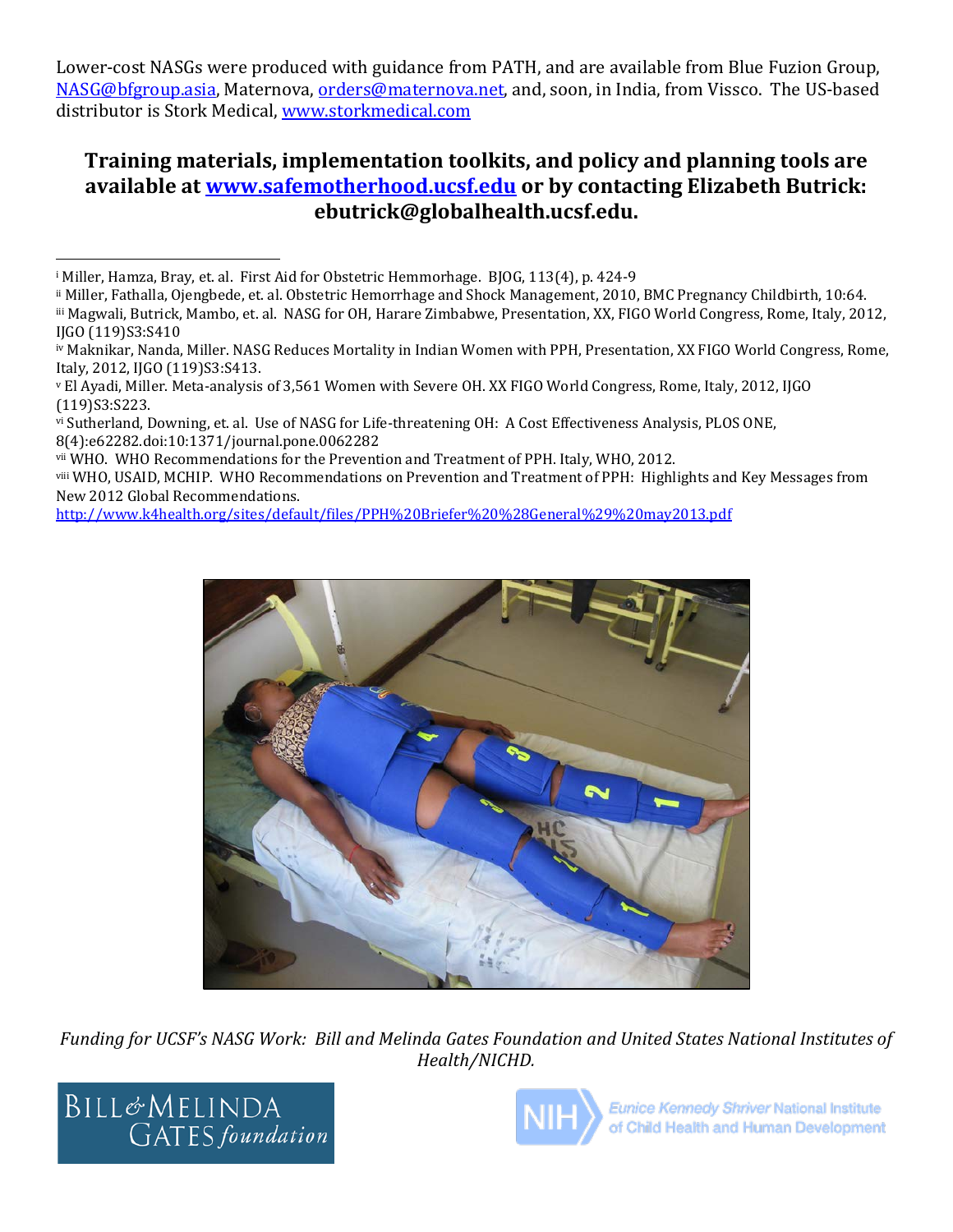Lower-cost NASGs were produced with guidance from PATH, and are available from Blue Fuzion Group, NASG@bfgroup.asia, Maternova, orders@maternova.net, and, soon, in India, from Vissco. The US-based distributor is Stork Medical, www.storkmedical.com

**Training materials, implementation toolkits, and policy and planning tools are available at www.safemotherhood.ucsf.edu or by contacting Elizabeth Butrick: ebutrick@globalhealth.ucsf.edu.**

---

[i] Miller, Hamza, Bray, et. al. First Aid for Obstetric Hemmorhage. BJOG, 113(4), p. 424-9

[ii] Miller, Fathalla, Ojengbede, et. al. Obstetric Hemorrhage and Shock Management, 2010, BMC Pregnancy Childbirth, 10:64.

[iii] Magwali, Butrick, Mambo, et. al. NASG for OH, Harare Zimbabwe, Presentation, XX, FIGO World Congress, Rome, Italy, 2012, IJGO (119)S3:S410

[iv] Maknikar, Nanda, Miller. NASG Reduces Mortality in Indian Women with PPH, Presentation, XX FIGO World Congress, Rome, Italy, 2012, IJGO (119)S3:S413.

[v] El Ayadi, Miller. Meta-analysis of 3,561 Women with Severe OH. XX FIGO World Congress, Rome, Italy, 2012, IJGO (119)S3:S223.

[vi] Sutherland, Downing, et. al. Use of NASG for Life-threatening OH: A Cost Effectiveness Analysis, PLOS ONE, 8(4):e62282.doi:10:1371/journal.pone.0062282

[vii] WHO. WHO Recommendations for the Prevention and Treatment of PPH. Italy, WHO, 2012.

[viii] WHO, USAID, MCHIP. WHO Recommendations on Prevention and Treatment of PPH: Highlights and Key Messages from New 2012 Global Recommendations.
http://www.k4health.org/sites/default/files/PPH%20Briefer%20%28General%29%20may2013.pdf

*Funding for UCSF's NASG Work: Bill and Melinda Gates Foundation and United States National Institutes of Health/NICHD.*